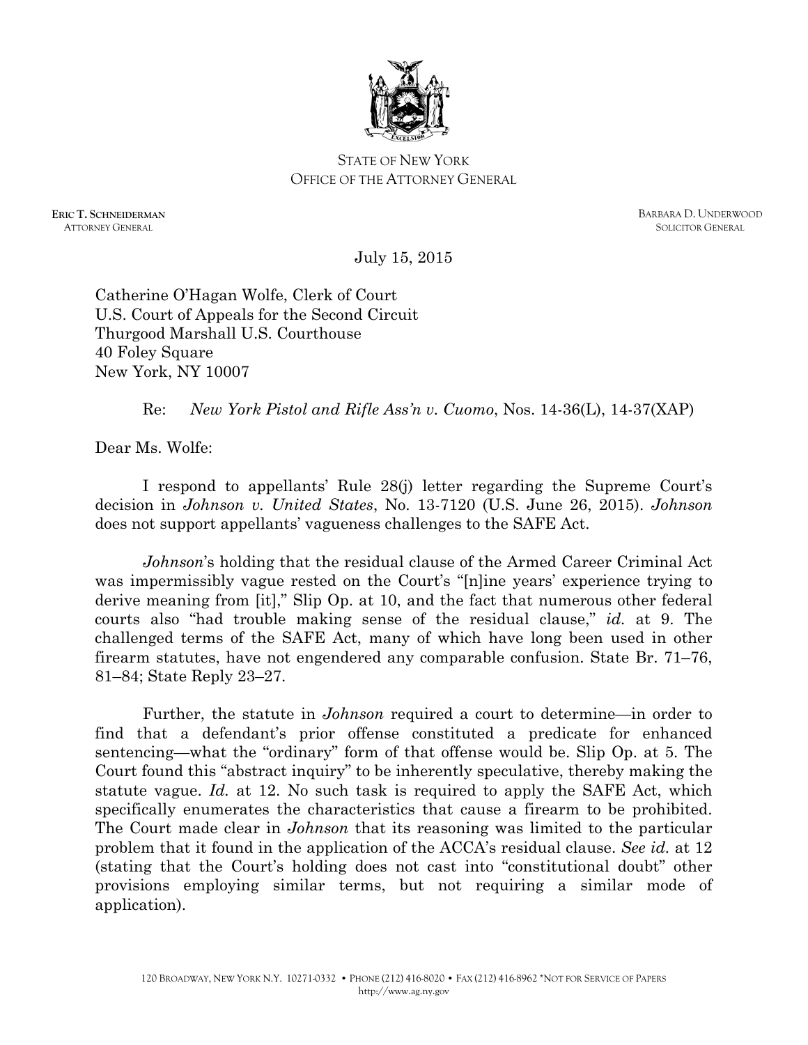STATE OF NEW YORK
OFFICE OF THE ATTORNEY GENERAL

**ERIC T. SCHNEIDERMAN**
ATTORNEY GENERAL

BARBARA D. UNDERWOOD
SOLICITOR GENERAL

July 15, 2015

Catherine O'Hagan Wolfe, Clerk of Court
U.S. Court of Appeals for the Second Circuit
Thurgood Marshall U.S. Courthouse
40 Foley Square
New York, NY 10007

Re: *New York Pistol and Rifle Ass'n v. Cuomo*, Nos. 14-36(L), 14-37(XAP)

Dear Ms. Wolfe:

I respond to appellants' Rule 28(j) letter regarding the Supreme Court's decision in *Johnson v. United States*, No. 13-7120 (U.S. June 26, 2015). *Johnson* does not support appellants' vagueness challenges to the SAFE Act.

*Johnson*'s holding that the residual clause of the Armed Career Criminal Act was impermissibly vague rested on the Court's "[n]ine years' experience trying to derive meaning from [it]," Slip Op. at 10, and the fact that numerous other federal courts also "had trouble making sense of the residual clause," *id.* at 9. The challenged terms of the SAFE Act, many of which have long been used in other firearm statutes, have not engendered any comparable confusion. State Br. 71–76, 81–84; State Reply 23–27.

Further, the statute in *Johnson* required a court to determine—in order to find that a defendant's prior offense constituted a predicate for enhanced sentencing—what the "ordinary" form of that offense would be. Slip Op. at 5. The Court found this "abstract inquiry" to be inherently speculative, thereby making the statute vague. *Id.* at 12. No such task is required to apply the SAFE Act, which specifically enumerates the characteristics that cause a firearm to be prohibited. The Court made clear in *Johnson* that its reasoning was limited to the particular problem that it found in the application of the ACCA's residual clause. *See id.* at 12 (stating that the Court's holding does not cast into "constitutional doubt" other provisions employing similar terms, but not requiring a similar mode of application).

120 BROADWAY, NEW YORK N.Y. 10271-0332 • PHONE (212) 416-8020 • FAX (212) 416-8962 *NOT FOR SERVICE OF PAPERS
http://www.ag.ny.gov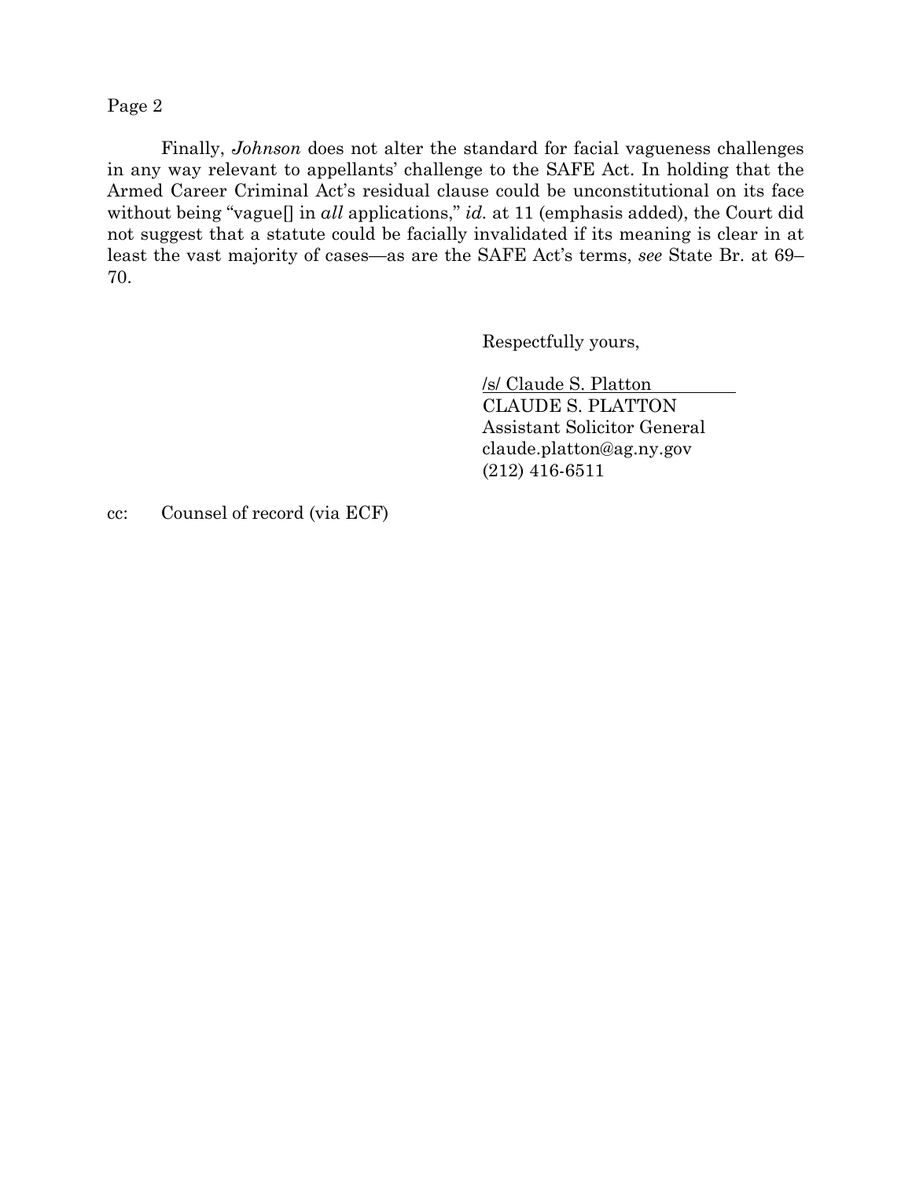Finally, *Johnson* does not alter the standard for facial vagueness challenges in any way relevant to appellants' challenge to the SAFE Act. In holding that the Armed Career Criminal Act's residual clause could be unconstitutional on its face without being "vague[] in *all* applications," *id.* at 11 (emphasis added), the Court did not suggest that a statute could be facially invalidated if its meaning is clear in at least the vast majority of cases—as are the SAFE Act's terms, *see* State Br. at 69–70.

Respectfully yours,

/s/ Claude S. Platton
CLAUDE S. PLATTON
Assistant Solicitor General
claude.platton@ag.ny.gov
(212) 416-6511

cc: Counsel of record (via ECF)